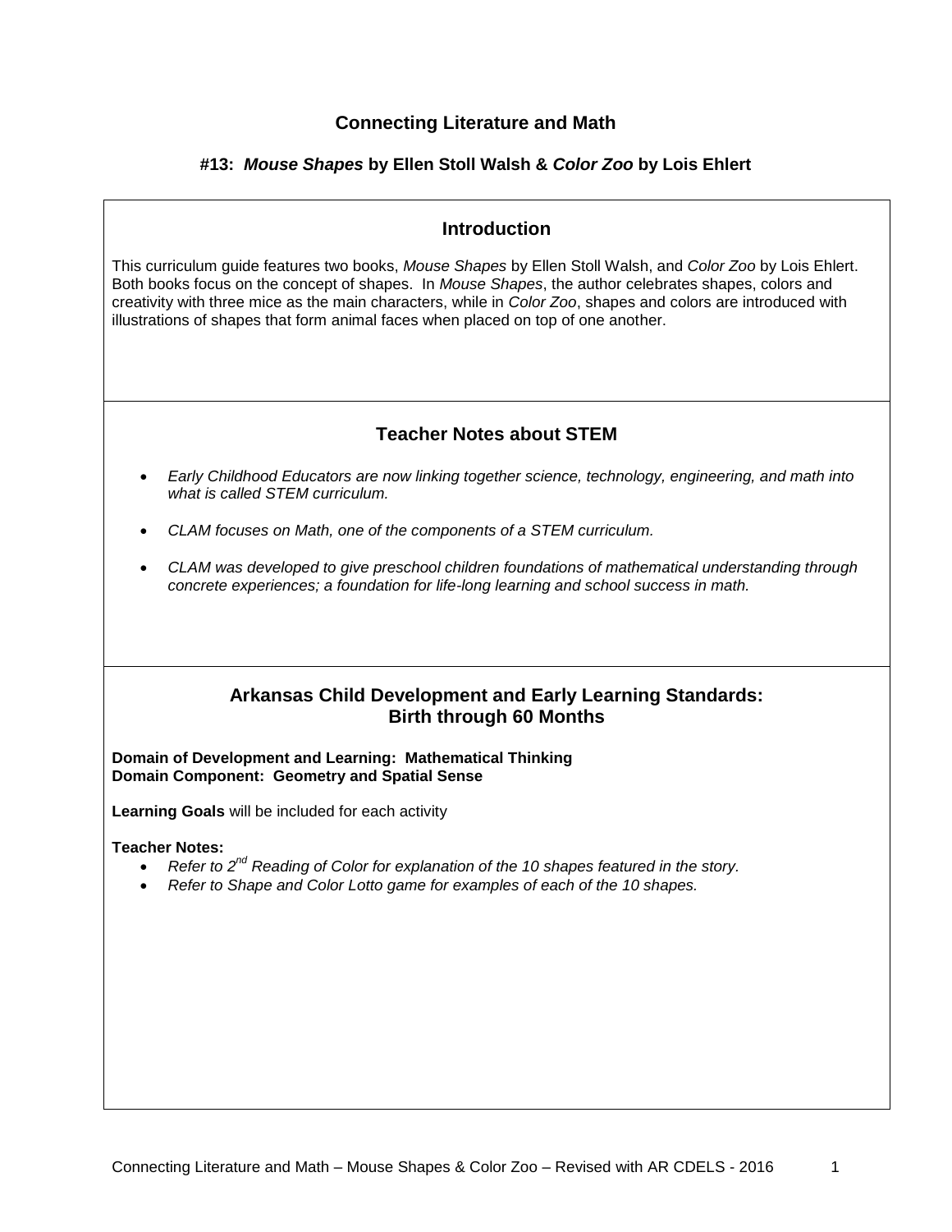# Connecting Literature and Math

## #13: *Mouse Shapes* by Ellen Stoll Walsh & *Color Zoo* by Lois Ehlert

### Introduction

This curriculum guide features two books, *Mouse Shapes* by Ellen Stoll Walsh, and *Color Zoo* by Lois Ehlert. Both books focus on the concept of shapes. In *Mouse Shapes*, the author celebrates shapes, colors and creativity with three mice as the main characters, while in *Color Zoo*, shapes and colors are introduced with illustrations of shapes that form animal faces when placed on top of one another.

### Teacher Notes about STEM

- *Early Childhood Educators are now linking together science, technology, engineering, and math into what is called STEM curriculum.*
- *CLAM focuses on Math, one of the components of a STEM curriculum.*
- *CLAM was developed to give preschool children foundations of mathematical understanding through concrete experiences; a foundation for life-long learning and school success in math.*

### Arkansas Child Development and Early Learning Standards: Birth through 60 Months

**Domain of Development and Learning: Mathematical Thinking**
**Domain Component: Geometry and Spatial Sense**

**Learning Goals** will be included for each activity

**Teacher Notes:**

- *Refer to 2nd Reading of Color for explanation of the 10 shapes featured in the story.*
- *Refer to Shape and Color Lotto game for examples of each of the 10 shapes.*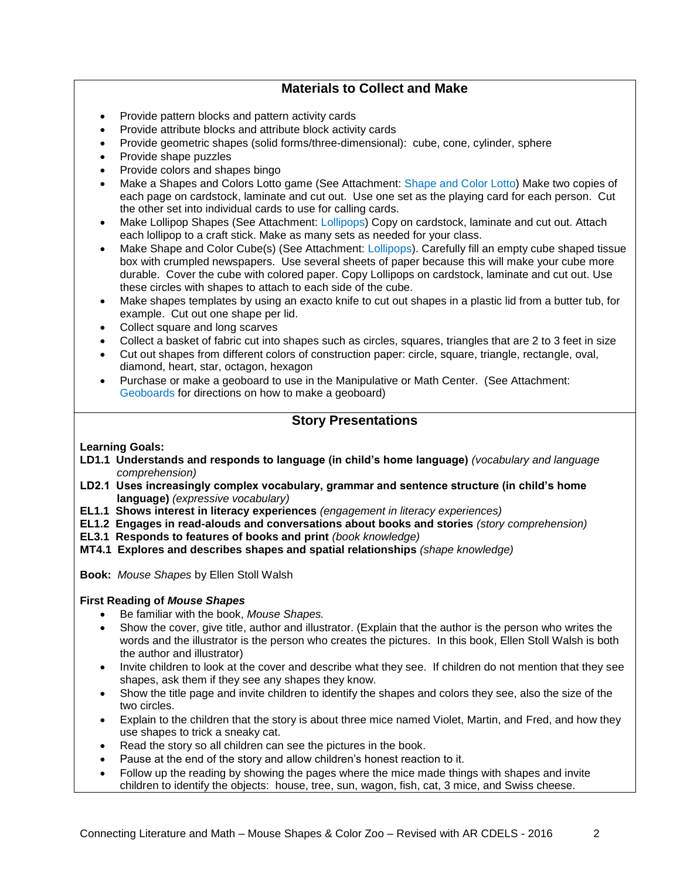## Materials to Collect and Make

- Provide pattern blocks and pattern activity cards
- Provide attribute blocks and attribute block activity cards
- Provide geometric shapes (solid forms/three-dimensional): cube, cone, cylinder, sphere
- Provide shape puzzles
- Provide colors and shapes bingo
- Make a Shapes and Colors Lotto game (See Attachment: Shape and Color Lotto) Make two copies of each page on cardstock, laminate and cut out. Use one set as the playing card for each person. Cut the other set into individual cards to use for calling cards.
- Make Lollipop Shapes (See Attachment: Lollipops) Copy on cardstock, laminate and cut out. Attach each lollipop to a craft stick. Make as many sets as needed for your class.
- Make Shape and Color Cube(s) (See Attachment: Lollipops). Carefully fill an empty cube shaped tissue box with crumpled newspapers. Use several sheets of paper because this will make your cube more durable. Cover the cube with colored paper. Copy Lollipops on cardstock, laminate and cut out. Use these circles with shapes to attach to each side of the cube.
- Make shapes templates by using an exacto knife to cut out shapes in a plastic lid from a butter tub, for example. Cut out one shape per lid.
- Collect square and long scarves
- Collect a basket of fabric cut into shapes such as circles, squares, triangles that are 2 to 3 feet in size
- Cut out shapes from different colors of construction paper: circle, square, triangle, rectangle, oval, diamond, heart, star, octagon, hexagon
- Purchase or make a geoboard to use in the Manipulative or Math Center. (See Attachment: Geoboards for directions on how to make a geoboard)

## Story Presentations

**Learning Goals:**

**LD1.1 Understands and responds to language (in child's home language)** *(vocabulary and language comprehension)*
**LD2.1 Uses increasingly complex vocabulary, grammar and sentence structure (in child's home language)** *(expressive vocabulary)*
**EL1.1 Shows interest in literacy experiences** *(engagement in literacy experiences)*
**EL1.2 Engages in read-alouds and conversations about books and stories** *(story comprehension)*
**EL3.1 Responds to features of books and print** *(book knowledge)*
**MT4.1 Explores and describes shapes and spatial relationships** *(shape knowledge)*

**Book:** *Mouse Shapes* by Ellen Stoll Walsh

**First Reading of *Mouse Shapes***

- Be familiar with the book, *Mouse Shapes.*
- Show the cover, give title, author and illustrator. (Explain that the author is the person who writes the words and the illustrator is the person who creates the pictures. In this book, Ellen Stoll Walsh is both the author and illustrator)
- Invite children to look at the cover and describe what they see. If children do not mention that they see shapes, ask them if they see any shapes they know.
- Show the title page and invite children to identify the shapes and colors they see, also the size of the two circles.
- Explain to the children that the story is about three mice named Violet, Martin, and Fred, and how they use shapes to trick a sneaky cat.
- Read the story so all children can see the pictures in the book.
- Pause at the end of the story and allow children's honest reaction to it.
- Follow up the reading by showing the pages where the mice made things with shapes and invite children to identify the objects: house, tree, sun, wagon, fish, cat, 3 mice, and Swiss cheese.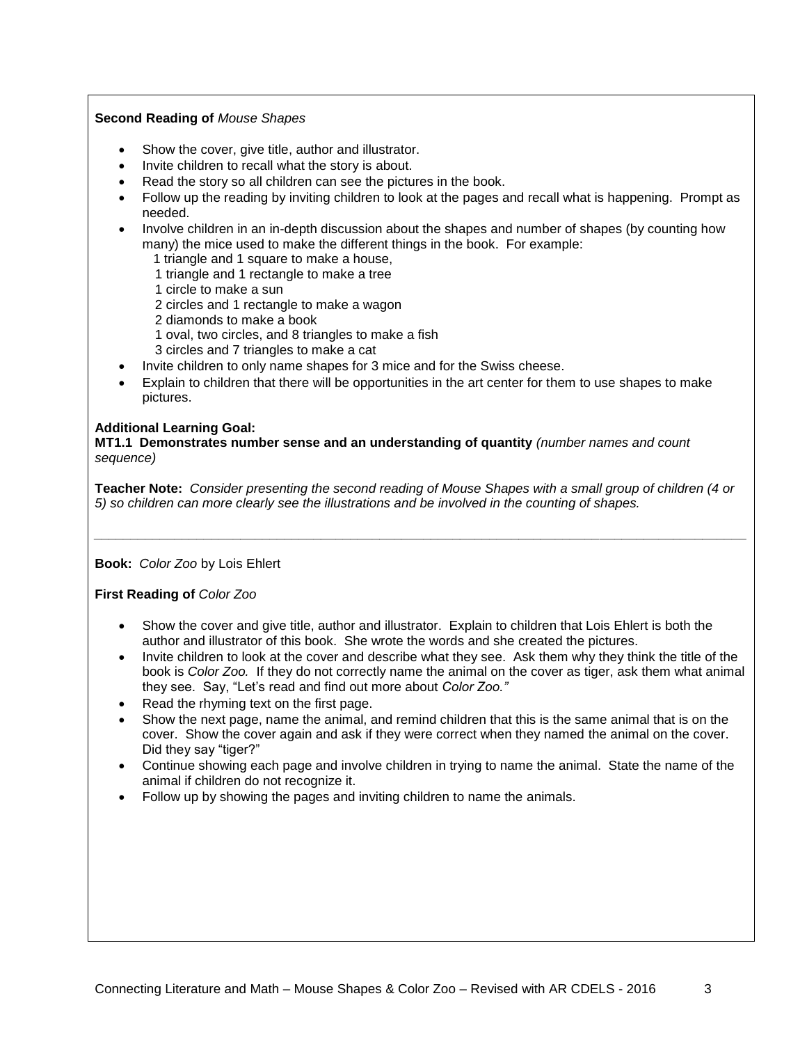**Second Reading of** *Mouse Shapes*

- Show the cover, give title, author and illustrator.
- Invite children to recall what the story is about.
- Read the story so all children can see the pictures in the book.
- Follow up the reading by inviting children to look at the pages and recall what is happening. Prompt as needed.
- Involve children in an in-depth discussion about the shapes and number of shapes (by counting how many) the mice used to make the different things in the book. For example:
  1 triangle and 1 square to make a house,
  1 triangle and 1 rectangle to make a tree
  1 circle to make a sun
  2 circles and 1 rectangle to make a wagon
  2 diamonds to make a book
  1 oval, two circles, and 8 triangles to make a fish
  3 circles and 7 triangles to make a cat
- Invite children to only name shapes for 3 mice and for the Swiss cheese.
- Explain to children that there will be opportunities in the art center for them to use shapes to make pictures.

**Additional Learning Goal:**
**MT1.1 Demonstrates number sense and an understanding of quantity** *(number names and count sequence)*

**Teacher Note:** *Consider presenting the second reading of Mouse Shapes with a small group of children (4 or 5) so children can more clearly see the illustrations and be involved in the counting of shapes.*

---

**Book:** *Color Zoo* by Lois Ehlert

**First Reading of** *Color Zoo*

- Show the cover and give title, author and illustrator. Explain to children that Lois Ehlert is both the author and illustrator of this book. She wrote the words and she created the pictures.
- Invite children to look at the cover and describe what they see. Ask them why they think the title of the book is *Color Zoo.* If they do not correctly name the animal on the cover as tiger, ask them what animal they see. Say, "Let's read and find out more about *Color Zoo."*
- Read the rhyming text on the first page.
- Show the next page, name the animal, and remind children that this is the same animal that is on the cover. Show the cover again and ask if they were correct when they named the animal on the cover. Did they say "tiger?"
- Continue showing each page and involve children in trying to name the animal. State the name of the animal if children do not recognize it.
- Follow up by showing the pages and inviting children to name the animals.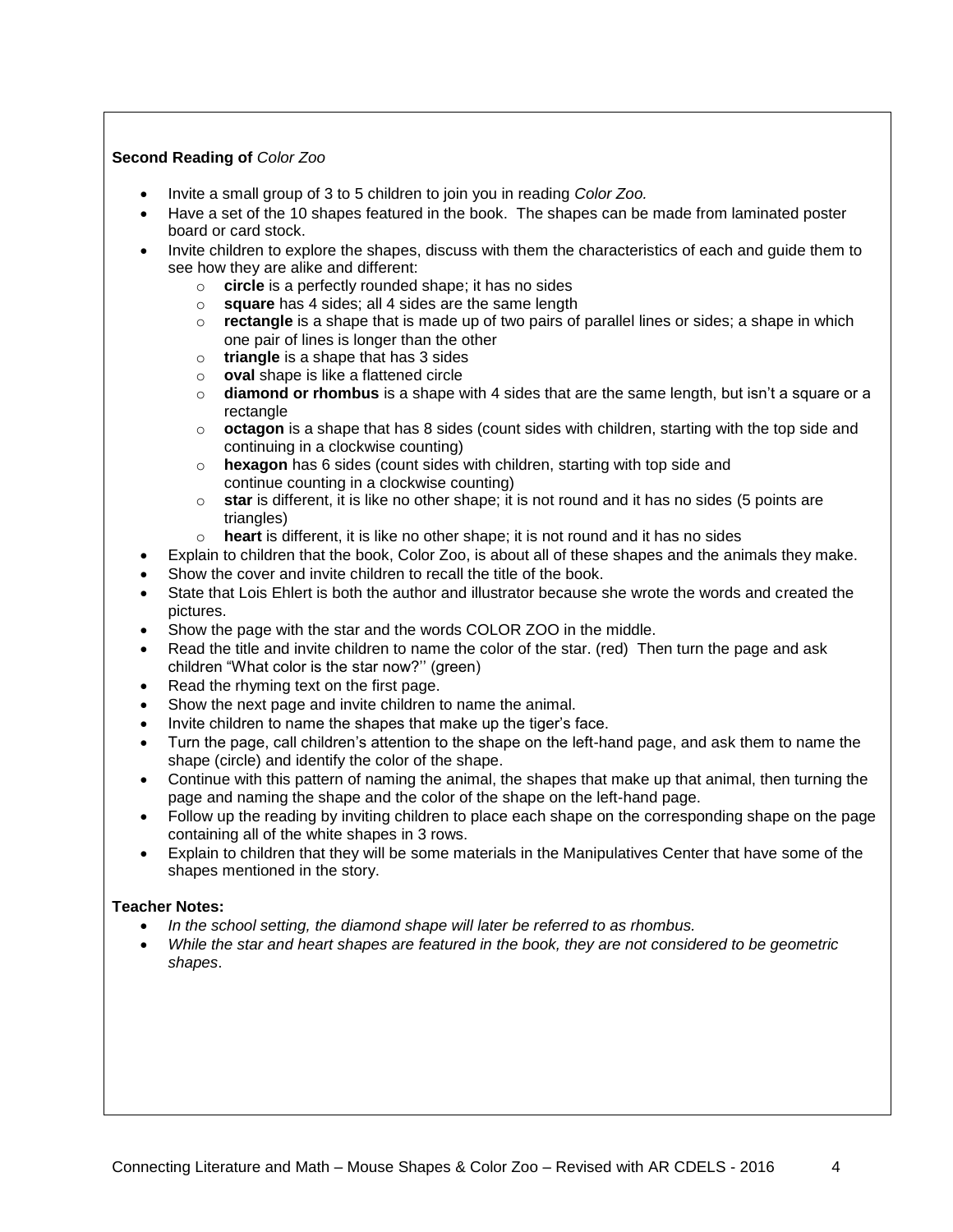**Second Reading of** *Color Zoo*

- Invite a small group of 3 to 5 children to join you in reading *Color Zoo.*
- Have a set of the 10 shapes featured in the book. The shapes can be made from laminated poster board or card stock.
- Invite children to explore the shapes, discuss with them the characteristics of each and guide them to see how they are alike and different:
  - **circle** is a perfectly rounded shape; it has no sides
  - **square** has 4 sides; all 4 sides are the same length
  - **rectangle** is a shape that is made up of two pairs of parallel lines or sides; a shape in which one pair of lines is longer than the other
  - **triangle** is a shape that has 3 sides
  - **oval** shape is like a flattened circle
  - **diamond or rhombus** is a shape with 4 sides that are the same length, but isn't a square or a rectangle
  - **octagon** is a shape that has 8 sides (count sides with children, starting with the top side and continuing in a clockwise counting)
  - **hexagon** has 6 sides (count sides with children, starting with top side and continue counting in a clockwise counting)
  - **star** is different, it is like no other shape; it is not round and it has no sides (5 points are triangles)
  - **heart** is different, it is like no other shape; it is not round and it has no sides
- Explain to children that the book, Color Zoo, is about all of these shapes and the animals they make.
- Show the cover and invite children to recall the title of the book.
- State that Lois Ehlert is both the author and illustrator because she wrote the words and created the pictures.
- Show the page with the star and the words COLOR ZOO in the middle.
- Read the title and invite children to name the color of the star. (red) Then turn the page and ask children "What color is the star now?'' (green)
- Read the rhyming text on the first page.
- Show the next page and invite children to name the animal.
- Invite children to name the shapes that make up the tiger's face.
- Turn the page, call children's attention to the shape on the left-hand page, and ask them to name the shape (circle) and identify the color of the shape.
- Continue with this pattern of naming the animal, the shapes that make up that animal, then turning the page and naming the shape and the color of the shape on the left-hand page.
- Follow up the reading by inviting children to place each shape on the corresponding shape on the page containing all of the white shapes in 3 rows.
- Explain to children that they will be some materials in the Manipulatives Center that have some of the shapes mentioned in the story.

**Teacher Notes:**

- *In the school setting, the diamond shape will later be referred to as rhombus.*
- *While the star and heart shapes are featured in the book, they are not considered to be geometric shapes*.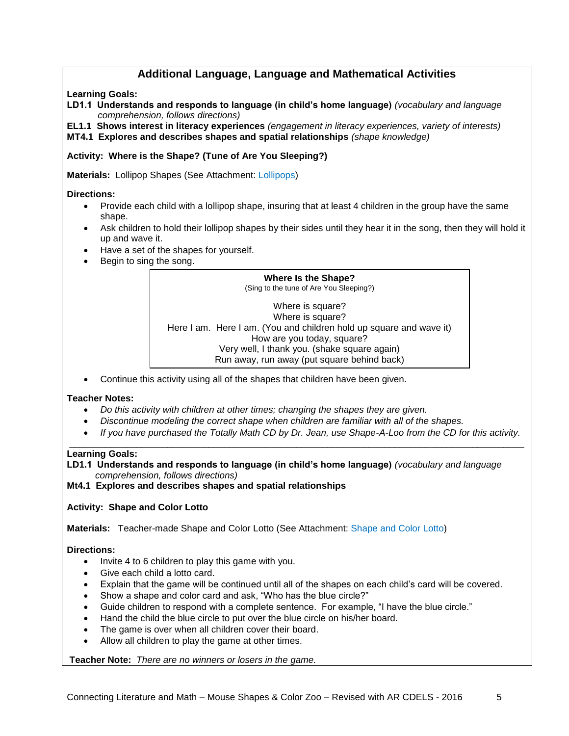## Additional Language, Language and Mathematical Activities

**Learning Goals:**

**LD1.1 Understands and responds to language (in child's home language)** *(vocabulary and language comprehension, follows directions)*

**EL1.1 Shows interest in literacy experiences** *(engagement in literacy experiences, variety of interests)*

**MT4.1 Explores and describes shapes and spatial relationships** *(shape knowledge)*

**Activity: Where is the Shape? (Tune of Are You Sleeping?)**

**Materials:** Lollipop Shapes (See Attachment: Lollipops)

**Directions:**

- Provide each child with a lollipop shape, insuring that at least 4 children in the group have the same shape.
- Ask children to hold their lollipop shapes by their sides until they hear it in the song, then they will hold it up and wave it.
- Have a set of the shapes for yourself.
- Begin to sing the song.

> **Where Is the Shape?**
> (Sing to the tune of Are You Sleeping?)
>
> Where is square?
> Where is square?
> Here I am. Here I am. (You and children hold up square and wave it)
> How are you today, square?
> Very well, I thank you. (shake square again)
> Run away, run away (put square behind back)

- Continue this activity using all of the shapes that children have been given.

**Teacher Notes:**

- *Do this activity with children at other times; changing the shapes they are given.*
- *Discontinue modeling the correct shape when children are familiar with all of the shapes.*
- *If you have purchased the Totally Math CD by Dr. Jean, use Shape-A-Loo from the CD for this activity.*

---

**Learning Goals:**

**LD1.1 Understands and responds to language (in child's home language)** *(vocabulary and language comprehension, follows directions)*

**Mt4.1 Explores and describes shapes and spatial relationships**

**Activity: Shape and Color Lotto**

**Materials:** Teacher-made Shape and Color Lotto (See Attachment: Shape and Color Lotto)

**Directions:**

- Invite 4 to 6 children to play this game with you.
- Give each child a lotto card.
- Explain that the game will be continued until all of the shapes on each child's card will be covered.
- Show a shape and color card and ask, "Who has the blue circle?"
- Guide children to respond with a complete sentence. For example, "I have the blue circle."
- Hand the child the blue circle to put over the blue circle on his/her board.
- The game is over when all children cover their board.
- Allow all children to play the game at other times.

**Teacher Note:** *There are no winners or losers in the game.*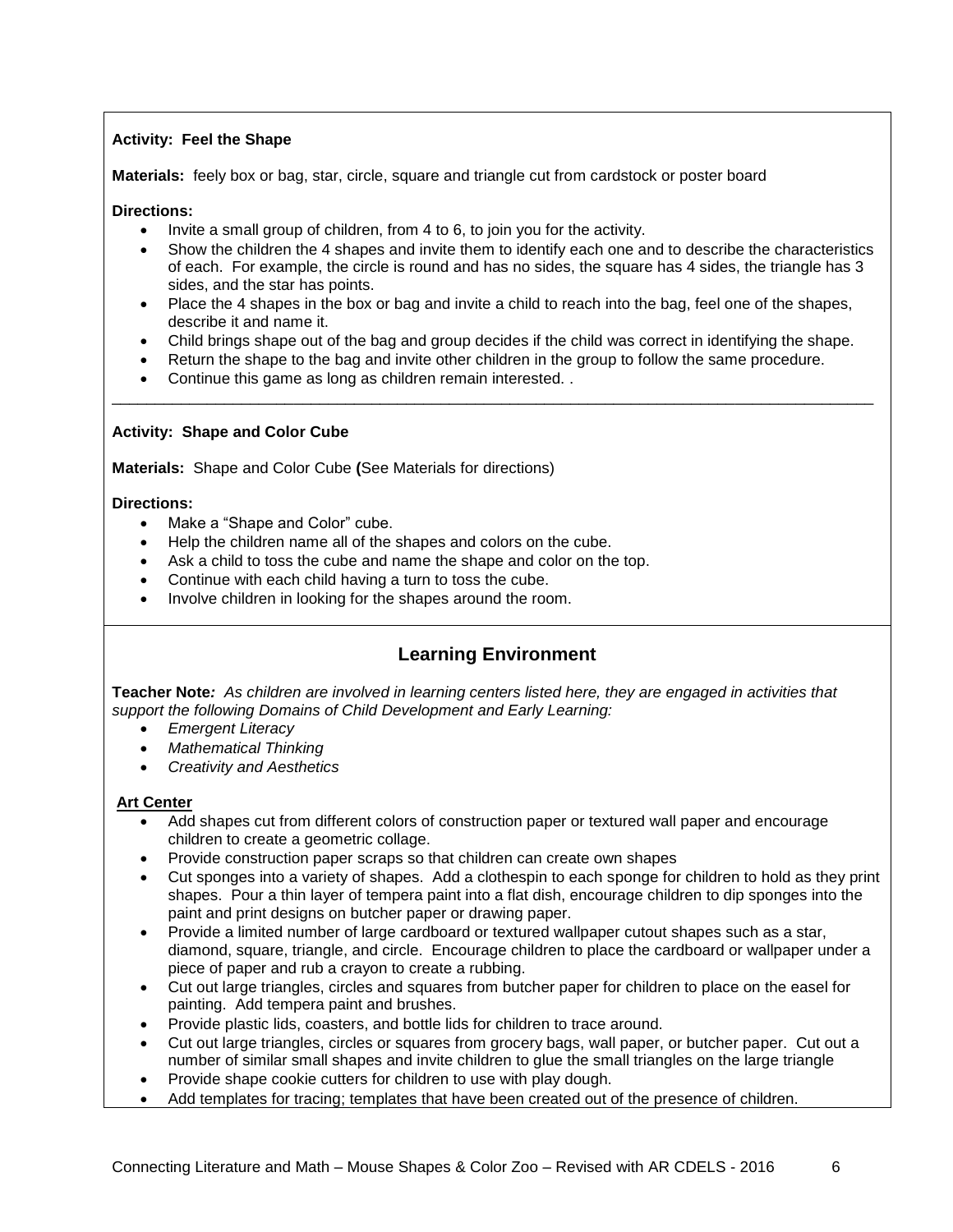**Activity: Feel the Shape**

**Materials:** feely box or bag, star, circle, square and triangle cut from cardstock or poster board

**Directions:**

- Invite a small group of children, from 4 to 6, to join you for the activity.
- Show the children the 4 shapes and invite them to identify each one and to describe the characteristics of each. For example, the circle is round and has no sides, the square has 4 sides, the triangle has 3 sides, and the star has points.
- Place the 4 shapes in the box or bag and invite a child to reach into the bag, feel one of the shapes, describe it and name it.
- Child brings shape out of the bag and group decides if the child was correct in identifying the shape.
- Return the shape to the bag and invite other children in the group to follow the same procedure.
- Continue this game as long as children remain interested. .

---

**Activity: Shape and Color Cube**

**Materials:** Shape and Color Cube **(**See Materials for directions)

**Directions:**

- Make a "Shape and Color" cube.
- Help the children name all of the shapes and colors on the cube.
- Ask a child to toss the cube and name the shape and color on the top.
- Continue with each child having a turn to toss the cube.
- Involve children in looking for the shapes around the room.

## Learning Environment

**Teacher Note***: As children are involved in learning centers listed here, they are engaged in activities that support the following Domains of Child Development and Early Learning:*

- *Emergent Literacy*
- *Mathematical Thinking*
- *Creativity and Aesthetics*

**Art Center**

- Add shapes cut from different colors of construction paper or textured wall paper and encourage children to create a geometric collage.
- Provide construction paper scraps so that children can create own shapes
- Cut sponges into a variety of shapes. Add a clothespin to each sponge for children to hold as they print shapes. Pour a thin layer of tempera paint into a flat dish, encourage children to dip sponges into the paint and print designs on butcher paper or drawing paper.
- Provide a limited number of large cardboard or textured wallpaper cutout shapes such as a star, diamond, square, triangle, and circle. Encourage children to place the cardboard or wallpaper under a piece of paper and rub a crayon to create a rubbing.
- Cut out large triangles, circles and squares from butcher paper for children to place on the easel for painting. Add tempera paint and brushes.
- Provide plastic lids, coasters, and bottle lids for children to trace around.
- Cut out large triangles, circles or squares from grocery bags, wall paper, or butcher paper. Cut out a number of similar small shapes and invite children to glue the small triangles on the large triangle
- Provide shape cookie cutters for children to use with play dough.
- Add templates for tracing; templates that have been created out of the presence of children.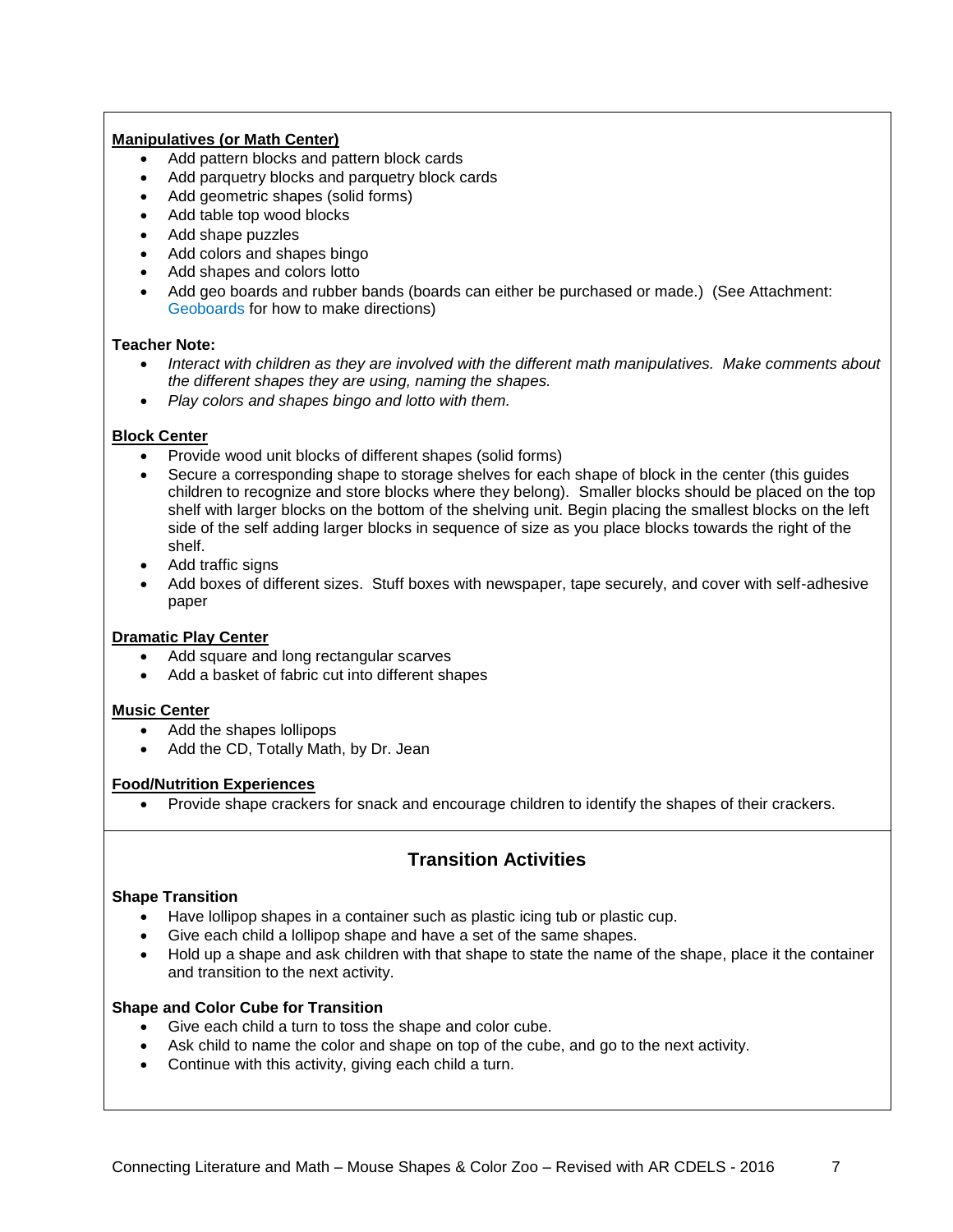**Manipulatives (or Math Center)**

- Add pattern blocks and pattern block cards
- Add parquetry blocks and parquetry block cards
- Add geometric shapes (solid forms)
- Add table top wood blocks
- Add shape puzzles
- Add colors and shapes bingo
- Add shapes and colors lotto
- Add geo boards and rubber bands (boards can either be purchased or made.) (See Attachment: Geoboards for how to make directions)

**Teacher Note:**

- *Interact with children as they are involved with the different math manipulatives. Make comments about the different shapes they are using, naming the shapes.*
- *Play colors and shapes bingo and lotto with them.*

**Block Center**

- Provide wood unit blocks of different shapes (solid forms)
- Secure a corresponding shape to storage shelves for each shape of block in the center (this guides children to recognize and store blocks where they belong). Smaller blocks should be placed on the top shelf with larger blocks on the bottom of the shelving unit. Begin placing the smallest blocks on the left side of the self adding larger blocks in sequence of size as you place blocks towards the right of the shelf.
- Add traffic signs
- Add boxes of different sizes. Stuff boxes with newspaper, tape securely, and cover with self-adhesive paper

**Dramatic Play Center**

- Add square and long rectangular scarves
- Add a basket of fabric cut into different shapes

**Music Center**

- Add the shapes lollipops
- Add the CD, Totally Math, by Dr. Jean

**Food/Nutrition Experiences**

- Provide shape crackers for snack and encourage children to identify the shapes of their crackers.

## Transition Activities

**Shape Transition**

- Have lollipop shapes in a container such as plastic icing tub or plastic cup.
- Give each child a lollipop shape and have a set of the same shapes.
- Hold up a shape and ask children with that shape to state the name of the shape, place it the container and transition to the next activity.

**Shape and Color Cube for Transition**

- Give each child a turn to toss the shape and color cube.
- Ask child to name the color and shape on top of the cube, and go to the next activity.
- Continue with this activity, giving each child a turn.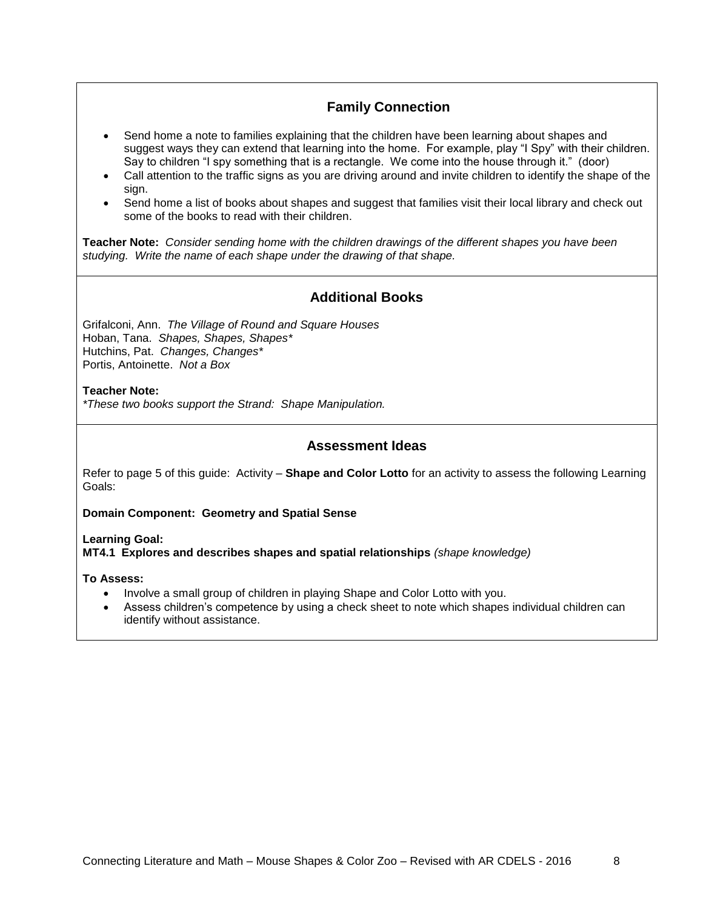## Family Connection

- Send home a note to families explaining that the children have been learning about shapes and suggest ways they can extend that learning into the home. For example, play "I Spy" with their children. Say to children "I spy something that is a rectangle. We come into the house through it." (door)
- Call attention to the traffic signs as you are driving around and invite children to identify the shape of the sign.
- Send home a list of books about shapes and suggest that families visit their local library and check out some of the books to read with their children.

**Teacher Note:** *Consider sending home with the children drawings of the different shapes you have been studying. Write the name of each shape under the drawing of that shape.*

## Additional Books

Grifalconi, Ann. *The Village of Round and Square Houses*
Hoban, Tana. *Shapes, Shapes, Shapes**
Hutchins, Pat. *Changes, Changes**
Portis, Antoinette. *Not a Box*

**Teacher Note:**
*\*These two books support the Strand: Shape Manipulation.*

## Assessment Ideas

Refer to page 5 of this guide: Activity – **Shape and Color Lotto** for an activity to assess the following Learning Goals:

**Domain Component: Geometry and Spatial Sense**

**Learning Goal:**
**MT4.1 Explores and describes shapes and spatial relationships** *(shape knowledge)*

**To Assess:**

- Involve a small group of children in playing Shape and Color Lotto with you.
- Assess children's competence by using a check sheet to note which shapes individual children can identify without assistance.